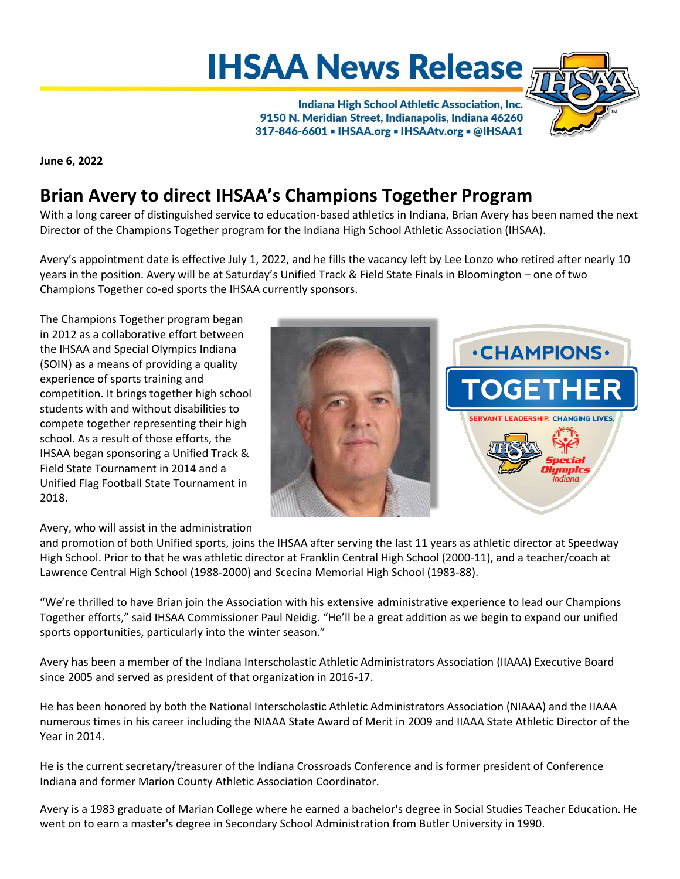# IHSAA News Release

**Indiana High School Athletic Association, Inc.**
**9150 N. Meridian Street, Indianapolis, Indiana 46260**
**317-846-6601 ▪ IHSAA.org ▪ IHSAAtv.org ▪ @IHSAA1**

**June 6, 2022**

## Brian Avery to direct IHSAA's Champions Together Program

With a long career of distinguished service to education-based athletics in Indiana, Brian Avery has been named the next Director of the Champions Together program for the Indiana High School Athletic Association (IHSAA).

Avery's appointment date is effective July 1, 2022, and he fills the vacancy left by Lee Lonzo who retired after nearly 10 years in the position. Avery will be at Saturday's Unified Track & Field State Finals in Bloomington – one of two Champions Together co-ed sports the IHSAA currently sponsors.

The Champions Together program began in 2012 as a collaborative effort between the IHSAA and Special Olympics Indiana (SOIN) as a means of providing a quality experience of sports training and competition. It brings together high school students with and without disabilities to compete together representing their high school. As a result of those efforts, the IHSAA began sponsoring a Unified Track & Field State Tournament in 2014 and a Unified Flag Football State Tournament in 2018.

Avery, who will assist in the administration and promotion of both Unified sports, joins the IHSAA after serving the last 11 years as athletic director at Speedway High School. Prior to that he was athletic director at Franklin Central High School (2000-11), and a teacher/coach at Lawrence Central High School (1988-2000) and Scecina Memorial High School (1983-88).

"We're thrilled to have Brian join the Association with his extensive administrative experience to lead our Champions Together efforts," said IHSAA Commissioner Paul Neidig. "He'll be a great addition as we begin to expand our unified sports opportunities, particularly into the winter season."

Avery has been a member of the Indiana Interscholastic Athletic Administrators Association (IIAAA) Executive Board since 2005 and served as president of that organization in 2016-17.

He has been honored by both the National Interscholastic Athletic Administrators Association (NIAAA) and the IIAAA numerous times in his career including the NIAAA State Award of Merit in 2009 and IIAAA State Athletic Director of the Year in 2014.

He is the current secretary/treasurer of the Indiana Crossroads Conference and is former president of Conference Indiana and former Marion County Athletic Association Coordinator.

Avery is a 1983 graduate of Marian College where he earned a bachelor's degree in Social Studies Teacher Education. He went on to earn a master's degree in Secondary School Administration from Butler University in 1990.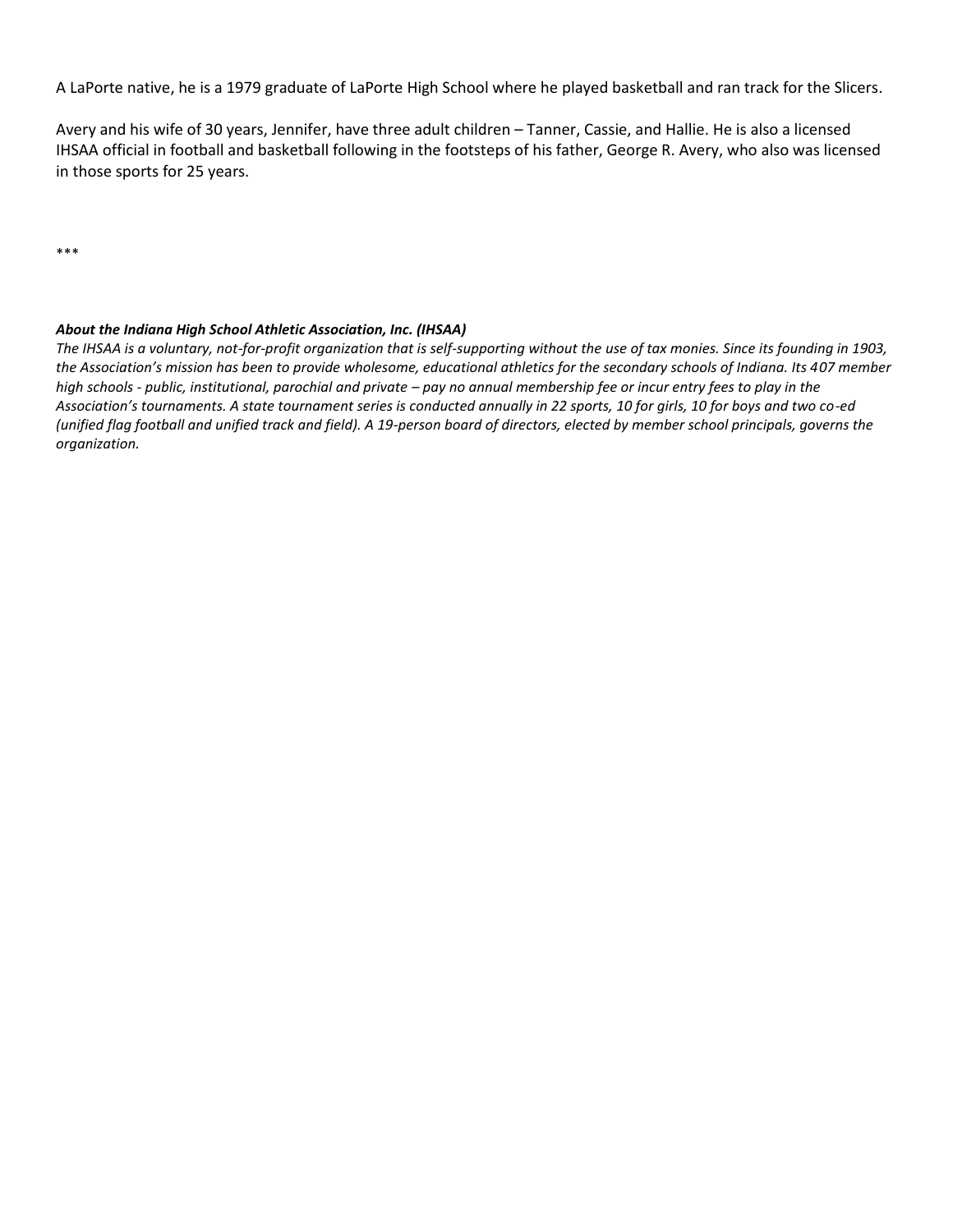A LaPorte native, he is a 1979 graduate of LaPorte High School where he played basketball and ran track for the Slicers.

Avery and his wife of 30 years, Jennifer, have three adult children – Tanner, Cassie, and Hallie. He is also a licensed IHSAA official in football and basketball following in the footsteps of his father, George R. Avery, who also was licensed in those sports for 25 years.

***

***About the Indiana High School Athletic Association, Inc. (IHSAA)***

*The IHSAA is a voluntary, not-for-profit organization that is self-supporting without the use of tax monies. Since its founding in 1903, the Association's mission has been to provide wholesome, educational athletics for the secondary schools of Indiana. Its 407 member high schools - public, institutional, parochial and private – pay no annual membership fee or incur entry fees to play in the Association's tournaments. A state tournament series is conducted annually in 22 sports, 10 for girls, 10 for boys and two co-ed (unified flag football and unified track and field). A 19-person board of directors, elected by member school principals, governs the organization.*